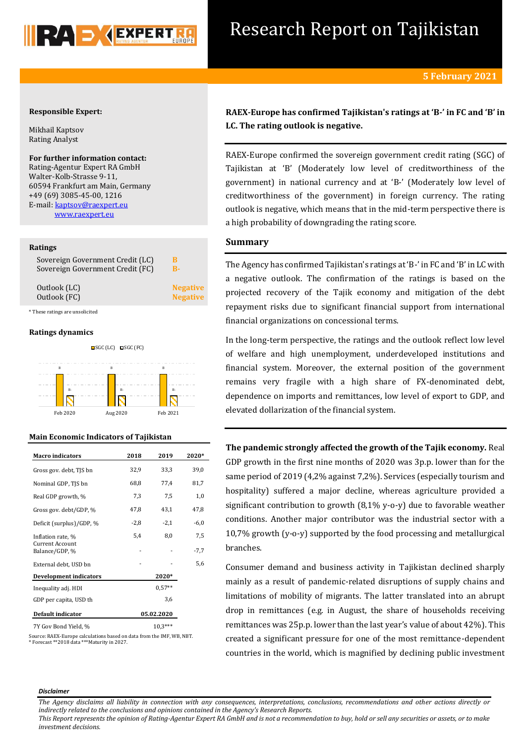# Research Report on Tajikistan

**5 February 2021**

**Responsible Expert:**

Mikhail Kaptsov
Rating Analyst

**For further information contact:**
Rating-Agentur Expert RA GmbH
Walter-Kolb-Strasse 9-11,
60594 Frankfurt am Main, Germany
+49 (69) 3085-45-00, 1216
E-mail: kaptsov@raexpert.eu
www.raexpert.eu

**Ratings**

| | |
|---|---|
| Sovereign Government Credit (LC) | B |
| Sovereign Government Credit (FC) | B- |
| Outlook (LC) | Negative |
| Outlook (FC) | Negative |

\* These ratings are unsolicited

**Ratings dynamics**

| | SGC (LC) | SGC (FC) |
|---|---|---|
| Feb 2020 | B | B- |
| Aug 2020 | B | B- |
| Feb 2021 | B | B- |

**Main Economic Indicators of Tajikistan**

| Macro indicators | 2018 | 2019 | 2020* |
|---|---|---|---|
| Gross gov. debt, TJS bn | 32,9 | 33,3 | 39,0 |
| Nominal GDP, TJS bn | 68,8 | 77,4 | 81,7 |
| Real GDP growth, % | 7,3 | 7,5 | 1,0 |
| Gross gov. debt/GDP, % | 47,8 | 43,1 | 47,8 |
| Deficit (surplus)/GDP, % | -2,8 | -2,1 | -6,0 |
| Inflation rate, % | 5,4 | 8,0 | 7,5 |
| Current Account Balance/GDP, % | - | - | -7,7 |
| External debt, USD bn | - | - | 5,6 |
| **Development indicators** | | **2020*** | |
| Inequality adj. HDI | | 0,57** | |
| GDP per capita, USD th | | 3,6 | |
| **Default indicator** | | **05.02.2020** | |
| 7Y Gov Bond Yield, % | | 10,3*** | |

Source: RAEX-Europe calculations based on data from the IMF, WB, NBT.
\* Forecast **2018 data ***Maturity in 2027.

**RAEX-Europe has confirmed Tajikistan's ratings at 'B-' in FC and 'B' in LC. The rating outlook is negative.**

RAEX-Europe confirmed the sovereign government credit rating (SGC) of Tajikistan at 'B' (Moderately low level of creditworthiness of the government) in national currency and at 'B-' (Moderately low level of creditworthiness of the government) in foreign currency. The rating outlook is negative, which means that in the mid-term perspective there is a high probability of downgrading the rating score.

## Summary

The Agency has confirmed Tajikistan's ratings at 'B-' in FC and 'B' in LC with a negative outlook. The confirmation of the ratings is based on the projected recovery of the Tajik economy and mitigation of the debt repayment risks due to significant financial support from international financial organizations on concessional terms.

In the long-term perspective, the ratings and the outlook reflect low level of welfare and high unemployment, underdeveloped institutions and financial system. Moreover, the external position of the government remains very fragile with a high share of FX-denominated debt, dependence on imports and remittances, low level of export to GDP, and elevated dollarization of the financial system.

**The pandemic strongly affected the growth of the Tajik economy.** Real GDP growth in the first nine months of 2020 was 3p.p. lower than for the same period of 2019 (4,2% against 7,2%). Services (especially tourism and hospitality) suffered a major decline, whereas agriculture provided a significant contribution to growth (8,1% y-o-y) due to favorable weather conditions. Another major contributor was the industrial sector with a 10,7% growth (y-o-y) supported by the food processing and metallurgical branches.

Consumer demand and business activity in Tajikistan declined sharply mainly as a result of pandemic-related disruptions of supply chains and limitations of mobility of migrants. The latter translated into an abrupt drop in remittances (e.g. in August, the share of households receiving remittances was 25p.p. lower than the last year's value of about 42%). This created a significant pressure for one of the most remittance-dependent countries in the world, which is magnified by declining public investment

*Disclaimer*

*The Agency disclaims all liability in connection with any consequences, interpretations, conclusions, recommendations and other actions directly or indirectly related to the conclusions and opinions contained in the Agency's Research Reports.*
*This Report represents the opinion of Rating-Agentur Expert RA GmbH and is not a recommendation to buy, hold or sell any securities or assets, or to make investment decisions.*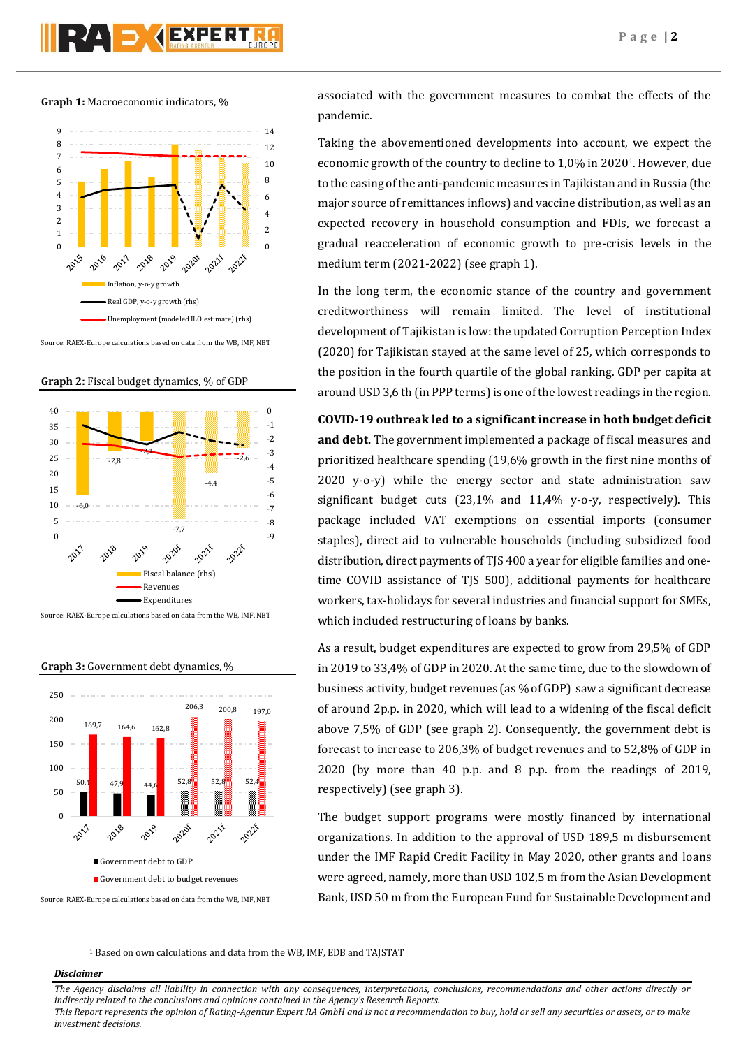**Graph 1:** Macroeconomic indicators, %

Source: RAEX-Europe calculations based on data from the WB, IMF, NBT

**Graph 2:** Fiscal budget dynamics, % of GDP

Source: RAEX-Europe calculations based on data from the WB, IMF, NBT

**Graph 3:** Government debt dynamics, %

Source: RAEX-Europe calculations based on data from the WB, IMF, NBT

associated with the government measures to combat the effects of the pandemic.

Taking the abovementioned developments into account, we expect the economic growth of the country to decline to 1,0% in 2020[1]. However, due to the easing of the anti-pandemic measures in Tajikistan and in Russia (the major source of remittances inflows) and vaccine distribution, as well as an expected recovery in household consumption and FDIs, we forecast a gradual reacceleration of economic growth to pre-crisis levels in the medium term (2021-2022) (see graph 1).

In the long term, the economic stance of the country and government creditworthiness will remain limited. The level of institutional development of Tajikistan is low: the updated Corruption Perception Index (2020) for Tajikistan stayed at the same level of 25, which corresponds to the position in the fourth quartile of the global ranking. GDP per capita at around USD 3,6 th (in PPP terms) is one of the lowest readings in the region.

**COVID-19 outbreak led to a significant increase in both budget deficit and debt.** The government implemented a package of fiscal measures and prioritized healthcare spending (19,6% growth in the first nine months of 2020 y-o-y) while the energy sector and state administration saw significant budget cuts (23,1% and 11,4% y-o-y, respectively). This package included VAT exemptions on essential imports (consumer staples), direct aid to vulnerable households (including subsidized food distribution, direct payments of TJS 400 a year for eligible families and one-time COVID assistance of TJS 500), additional payments for healthcare workers, tax-holidays for several industries and financial support for SMEs, which included restructuring of loans by banks.

As a result, budget expenditures are expected to grow from 29,5% of GDP in 2019 to 33,4% of GDP in 2020. At the same time, due to the slowdown of business activity, budget revenues (as % of GDP) saw a significant decrease of around 2p.p. in 2020, which will lead to a widening of the fiscal deficit above 7,5% of GDP (see graph 2). Consequently, the government debt is forecast to increase to 206,3% of budget revenues and to 52,8% of GDP in 2020 (by more than 40 p.p. and 8 p.p. from the readings of 2019, respectively) (see graph 3).

The budget support programs were mostly financed by international organizations. In addition to the approval of USD 189,5 m disbursement under the IMF Rapid Credit Facility in May 2020, other grants and loans were agreed, namely, more than USD 102,5 m from the Asian Development Bank, USD 50 m from the European Fund for Sustainable Development and

[1] Based on own calculations and data from the WB, IMF, EDB and TAJSTAT

***Disclaimer***

*The Agency disclaims all liability in connection with any consequences, interpretations, conclusions, recommendations and other actions directly or indirectly related to the conclusions and opinions contained in the Agency's Research Reports.*
*This Report represents the opinion of Rating-Agentur Expert RA GmbH and is not a recommendation to buy, hold or sell any securities or assets, or to make investment decisions.*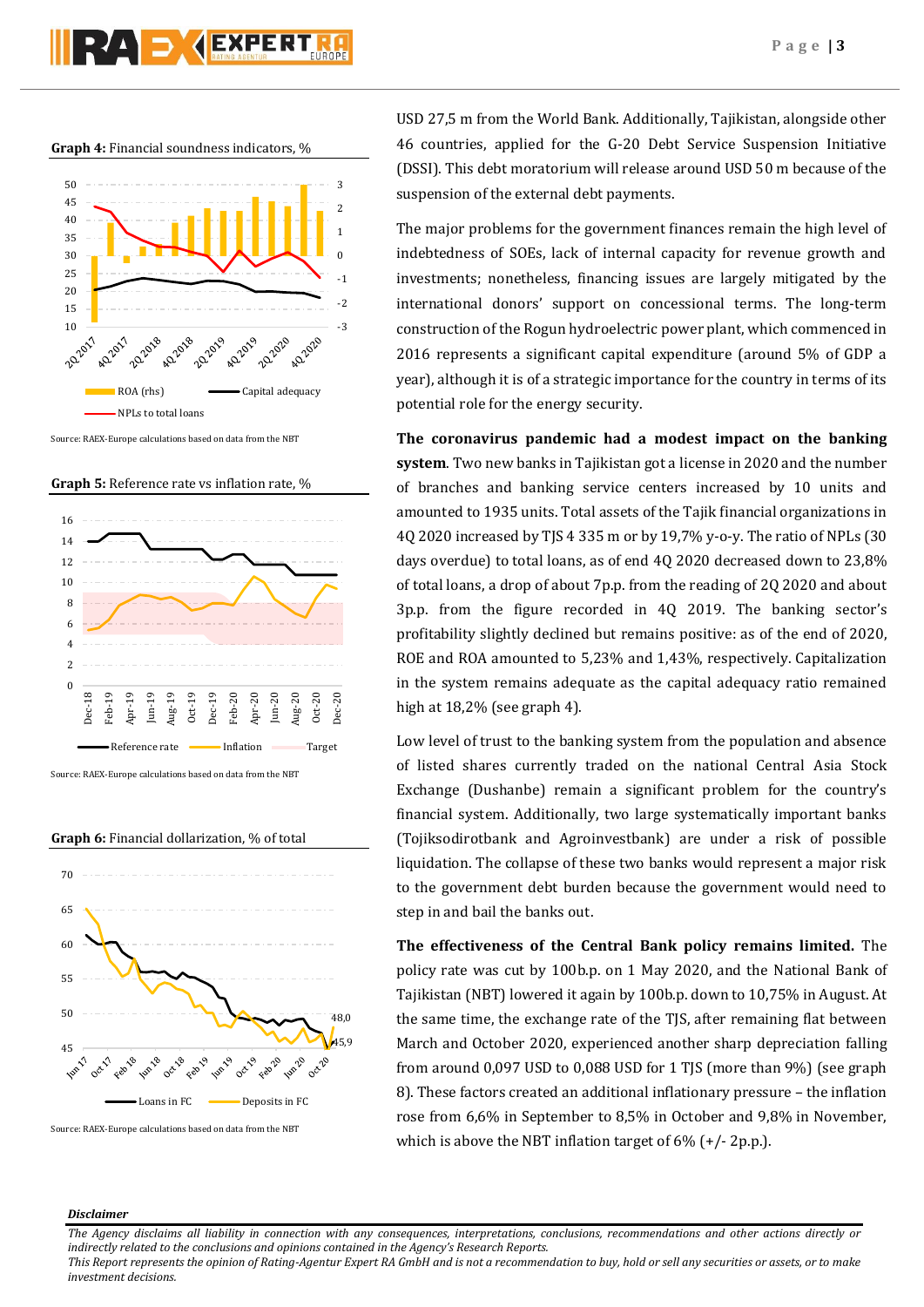**Graph 4:** Financial soundness indicators, %

Source: RAEX-Europe calculations based on data from the NBT

**Graph 5:** Reference rate vs inflation rate, %

Source: RAEX-Europe calculations based on data from the NBT

**Graph 6:** Financial dollarization, % of total

Source: RAEX-Europe calculations based on data from the NBT

USD 27,5 m from the World Bank. Additionally, Tajikistan, alongside other 46 countries, applied for the G-20 Debt Service Suspension Initiative (DSSI). This debt moratorium will release around USD 50 m because of the suspension of the external debt payments.

The major problems for the government finances remain the high level of indebtedness of SOEs, lack of internal capacity for revenue growth and investments; nonetheless, financing issues are largely mitigated by the international donors' support on concessional terms. The long-term construction of the Rogun hydroelectric power plant, which commenced in 2016 represents a significant capital expenditure (around 5% of GDP a year), although it is of a strategic importance for the country in terms of its potential role for the energy security.

**The coronavirus pandemic had a modest impact on the banking system**. Two new banks in Tajikistan got a license in 2020 and the number of branches and banking service centers increased by 10 units and amounted to 1935 units. Total assets of the Tajik financial organizations in 4Q 2020 increased by TJS 4 335 m or by 19,7% y-o-y. The ratio of NPLs (30 days overdue) to total loans, as of end 4Q 2020 decreased down to 23,8% of total loans, a drop of about 7p.p. from the reading of 2Q 2020 and about 3p.p. from the figure recorded in 4Q 2019. The banking sector's profitability slightly declined but remains positive: as of the end of 2020, ROE and ROA amounted to 5,23% and 1,43%, respectively. Capitalization in the system remains adequate as the capital adequacy ratio remained high at 18,2% (see graph 4).

Low level of trust to the banking system from the population and absence of listed shares currently traded on the national Central Asia Stock Exchange (Dushanbe) remain a significant problem for the country's financial system. Additionally, two large systematically important banks (Tojiksodirotbank and Agroinvestbank) are under a risk of possible liquidation. The collapse of these two banks would represent a major risk to the government debt burden because the government would need to step in and bail the banks out.

**The effectiveness of the Central Bank policy remains limited.** The policy rate was cut by 100b.p. on 1 May 2020, and the National Bank of Tajikistan (NBT) lowered it again by 100b.p. down to 10,75% in August. At the same time, the exchange rate of the TJS, after remaining flat between March and October 2020, experienced another sharp depreciation falling from around 0,097 USD to 0,088 USD for 1 TJS (more than 9%) (see graph 8). These factors created an additional inflationary pressure – the inflation rose from 6,6% in September to 8,5% in October and 9,8% in November, which is above the NBT inflation target of 6% (+/- 2p.p.).

***Disclaimer***

*The Agency disclaims all liability in connection with any consequences, interpretations, conclusions, recommendations and other actions directly or indirectly related to the conclusions and opinions contained in the Agency's Research Reports.*
*This Report represents the opinion of Rating-Agentur Expert RA GmbH and is not a recommendation to buy, hold or sell any securities or assets, or to make investment decisions.*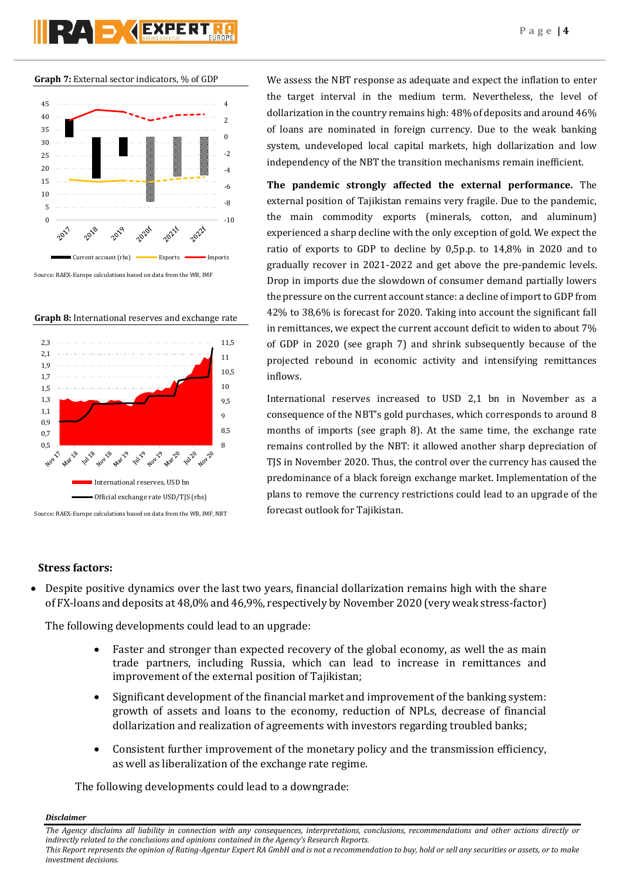**Graph 7:** External sector indicators, % of GDP

Source: RAEX-Europe calculations based on data from the WB, IMF

**Graph 8:** International reserves and exchange rate

Source: RAEX-Europe calculations based on data from the WB, IMF, NBT

We assess the NBT response as adequate and expect the inflation to enter the target interval in the medium term. Nevertheless, the level of dollarization in the country remains high: 48% of deposits and around 46% of loans are nominated in foreign currency. Due to the weak banking system, undeveloped local capital markets, high dollarization and low independency of the NBT the transition mechanisms remain inefficient.

**The pandemic strongly affected the external performance.** The external position of Tajikistan remains very fragile. Due to the pandemic, the main commodity exports (minerals, cotton, and aluminum) experienced a sharp decline with the only exception of gold. We expect the ratio of exports to GDP to decline by 0,5p.p. to 14,8% in 2020 and to gradually recover in 2021-2022 and get above the pre-pandemic levels. Drop in imports due the slowdown of consumer demand partially lowers the pressure on the current account stance: a decline of import to GDP from 42% to 38,6% is forecast for 2020. Taking into account the significant fall in remittances, we expect the current account deficit to widen to about 7% of GDP in 2020 (see graph 7) and shrink subsequently because of the projected rebound in economic activity and intensifying remittances inflows.

International reserves increased to USD 2,1 bn in November as a consequence of the NBT's gold purchases, which corresponds to around 8 months of imports (see graph 8). At the same time, the exchange rate remains controlled by the NBT: it allowed another sharp depreciation of TJS in November 2020. Thus, the control over the currency has caused the predominance of a black foreign exchange market. Implementation of the plans to remove the currency restrictions could lead to an upgrade of the forecast outlook for Tajikistan.

## Stress factors:

- Despite positive dynamics over the last two years, financial dollarization remains high with the share of FX-loans and deposits at 48,0% and 46,9%, respectively by November 2020 (very weak stress-factor)

The following developments could lead to an upgrade:

- Faster and stronger than expected recovery of the global economy, as well the as main trade partners, including Russia, which can lead to increase in remittances and improvement of the external position of Tajikistan;
- Significant development of the financial market and improvement of the banking system: growth of assets and loans to the economy, reduction of NPLs, decrease of financial dollarization and realization of agreements with investors regarding troubled banks;
- Consistent further improvement of the monetary policy and the transmission efficiency, as well as liberalization of the exchange rate regime.

The following developments could lead to a downgrade:

***Disclaimer***

*The Agency disclaims all liability in connection with any consequences, interpretations, conclusions, recommendations and other actions directly or indirectly related to the conclusions and opinions contained in the Agency's Research Reports.*
*This Report represents the opinion of Rating-Agentur Expert RA GmbH and is not a recommendation to buy, hold or sell any securities or assets, or to make investment decisions.*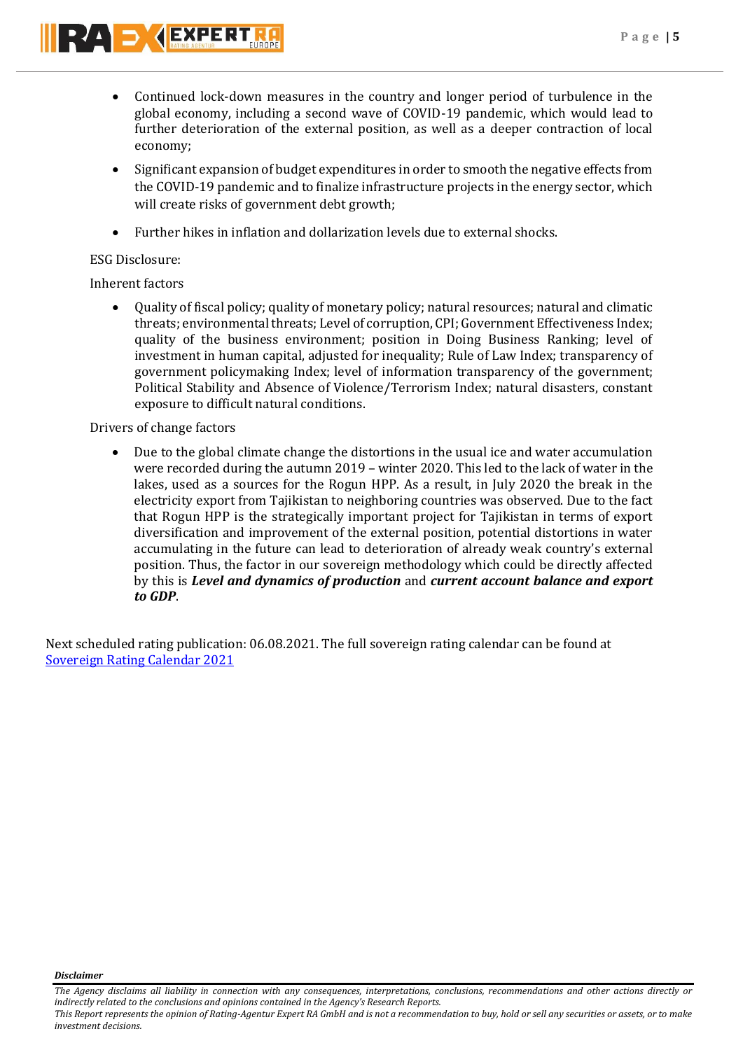- Continued lock-down measures in the country and longer period of turbulence in the global economy, including a second wave of COVID-19 pandemic, which would lead to further deterioration of the external position, as well as a deeper contraction of local economy;
- Significant expansion of budget expenditures in order to smooth the negative effects from the COVID-19 pandemic and to finalize infrastructure projects in the energy sector, which will create risks of government debt growth;
- Further hikes in inflation and dollarization levels due to external shocks.

ESG Disclosure:

Inherent factors

- Quality of fiscal policy; quality of monetary policy; natural resources; natural and climatic threats; environmental threats; Level of corruption, CPI; Government Effectiveness Index; quality of the business environment; position in Doing Business Ranking; level of investment in human capital, adjusted for inequality; Rule of Law Index; transparency of government policymaking Index; level of information transparency of the government; Political Stability and Absence of Violence/Terrorism Index; natural disasters, constant exposure to difficult natural conditions.

Drivers of change factors

- Due to the global climate change the distortions in the usual ice and water accumulation were recorded during the autumn 2019 – winter 2020. This led to the lack of water in the lakes, used as a sources for the Rogun HPP. As a result, in July 2020 the break in the electricity export from Tajikistan to neighboring countries was observed. Due to the fact that Rogun HPP is the strategically important project for Tajikistan in terms of export diversification and improvement of the external position, potential distortions in water accumulating in the future can lead to deterioration of already weak country's external position. Thus, the factor in our sovereign methodology which could be directly affected by this is ***Level and dynamics of production*** and ***current account balance and export to GDP***.

Next scheduled rating publication: 06.08.2021. The full sovereign rating calendar can be found at [Sovereign Rating Calendar 2021]()

***Disclaimer***

*The Agency disclaims all liability in connection with any consequences, interpretations, conclusions, recommendations and other actions directly or indirectly related to the conclusions and opinions contained in the Agency's Research Reports.*
*This Report represents the opinion of Rating-Agentur Expert RA GmbH and is not a recommendation to buy, hold or sell any securities or assets, or to make investment decisions.*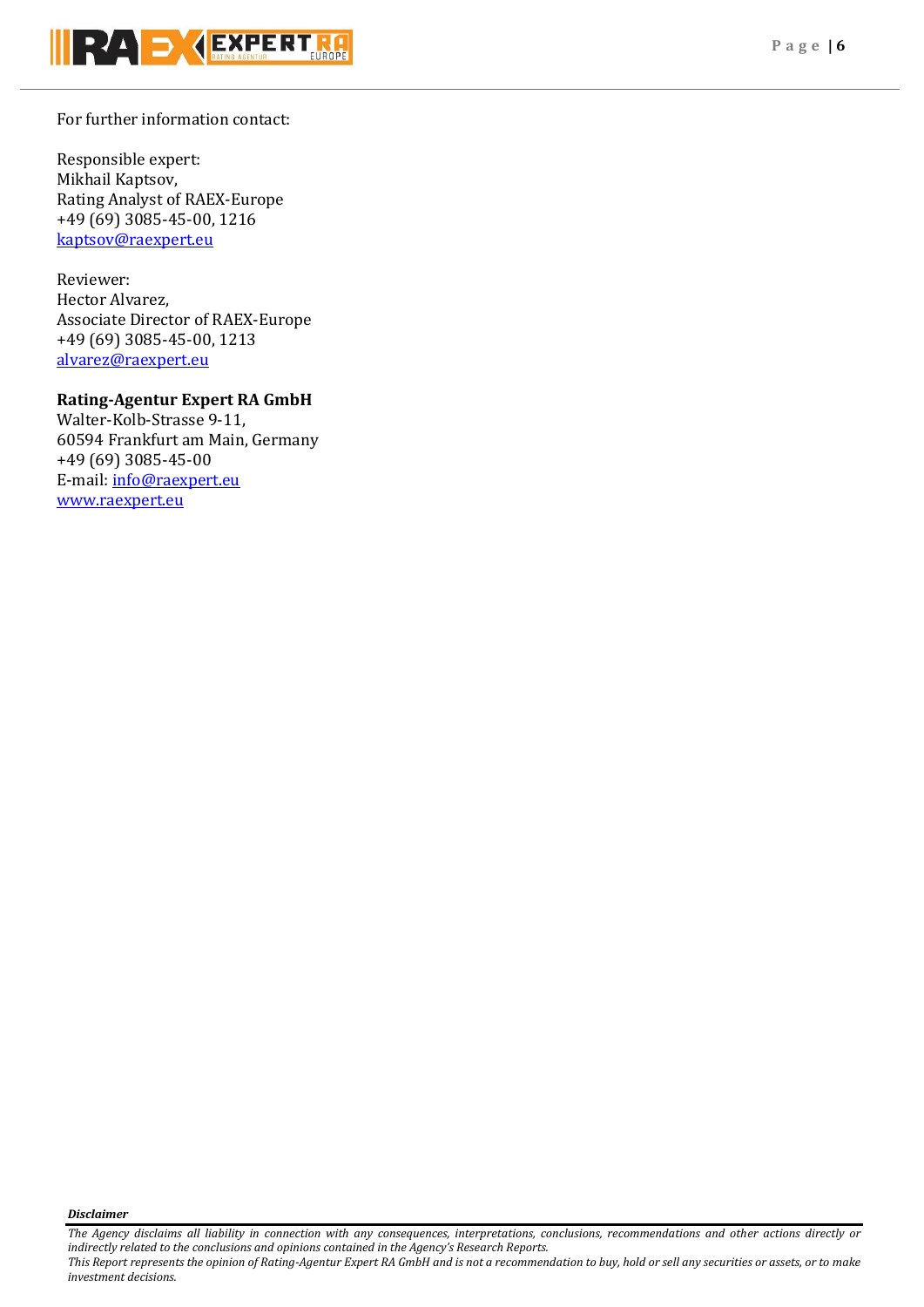For further information contact:

Responsible expert:
Mikhail Kaptsov,
Rating Analyst of RAEX-Europe
+49 (69) 3085-45-00, 1216
[kaptsov@raexpert.eu](mailto:kaptsov@raexpert.eu)

Reviewer:
Hector Alvarez,
Associate Director of RAEX-Europe
+49 (69) 3085-45-00, 1213
[alvarez@raexpert.eu](mailto:alvarez@raexpert.eu)

**Rating-Agentur Expert RA GmbH**
Walter-Kolb-Strasse 9-11,
60594 Frankfurt am Main, Germany
+49 (69) 3085-45-00
E-mail: [info@raexpert.eu](mailto:info@raexpert.eu)
[www.raexpert.eu](http://www.raexpert.eu)

***Disclaimer***

*The Agency disclaims all liability in connection with any consequences, interpretations, conclusions, recommendations and other actions directly or indirectly related to the conclusions and opinions contained in the Agency's Research Reports.*
*This Report represents the opinion of Rating-Agentur Expert RA GmbH and is not a recommendation to buy, hold or sell any securities or assets, or to make investment decisions.*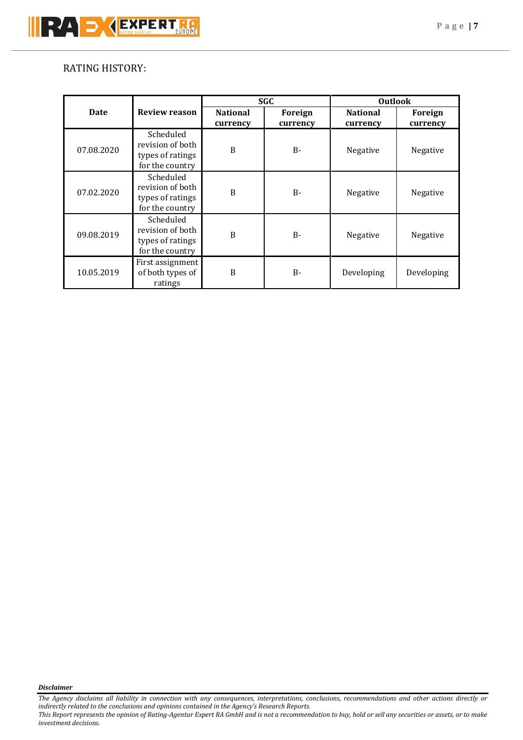## RATING HISTORY:

| Date | Review reason | SGC | | Outlook | |
|---|---|---|---|---|---|
| | | National currency | Foreign currency | National currency | Foreign currency |
| 07.08.2020 | Scheduled revision of both types of ratings for the country | B | B- | Negative | Negative |
| 07.02.2020 | Scheduled revision of both types of ratings for the country | B | B- | Negative | Negative |
| 09.08.2019 | Scheduled revision of both types of ratings for the country | B | B- | Negative | Negative |
| 10.05.2019 | First assignment of both types of ratings | B | B- | Developing | Developing |

***Disclaimer***

*The Agency disclaims all liability in connection with any consequences, interpretations, conclusions, recommendations and other actions directly or indirectly related to the conclusions and opinions contained in the Agency's Research Reports.*

*This Report represents the opinion of Rating-Agentur Expert RA GmbH and is not a recommendation to buy, hold or sell any securities or assets, or to make investment decisions.*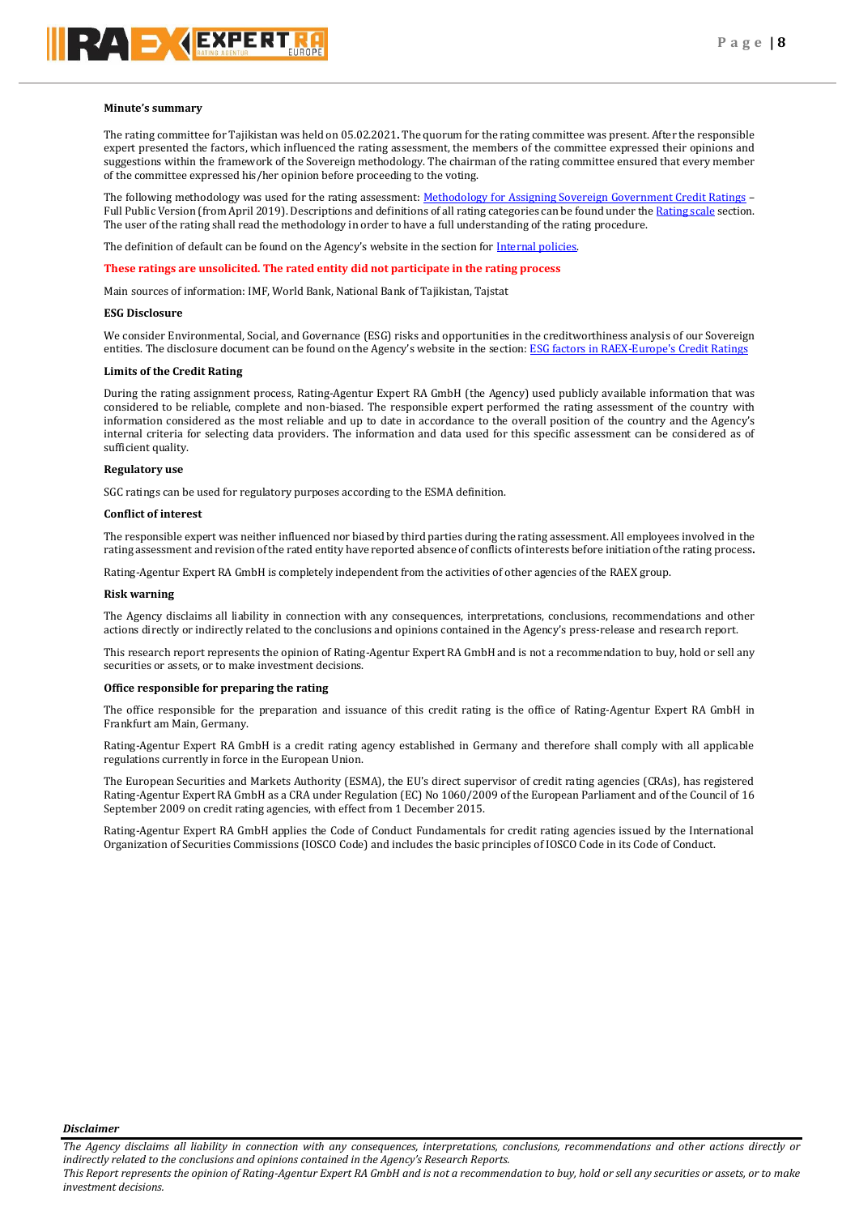**Minute's summary**

The rating committee for Tajikistan was held on 05.02.2021**.** The quorum for the rating committee was present. After the responsible expert presented the factors, which influenced the rating assessment, the members of the committee expressed their opinions and suggestions within the framework of the Sovereign methodology. The chairman of the rating committee ensured that every member of the committee expressed his/her opinion before proceeding to the voting.

The following methodology was used for the rating assessment: [Methodology for Assigning Sovereign Government Credit Ratings](#) – Full Public Version (from April 2019). Descriptions and definitions of all rating categories can be found under the [Rating scale](#) section. The user of the rating shall read the methodology in order to have a full understanding of the rating procedure.

The definition of default can be found on the Agency's website in the section for [Internal policies](#).

**These ratings are unsolicited. The rated entity did not participate in the rating process**

Main sources of information: IMF, World Bank, National Bank of Tajikistan, Tajstat

**ESG Disclosure**

We consider Environmental, Social, and Governance (ESG) risks and opportunities in the creditworthiness analysis of our Sovereign entities. The disclosure document can be found on the Agency's website in the section: [ESG factors in RAEX-Europe's Credit Ratings](#)

**Limits of the Credit Rating**

During the rating assignment process, Rating-Agentur Expert RA GmbH (the Agency) used publicly available information that was considered to be reliable, complete and non-biased. The responsible expert performed the rating assessment of the country with information considered as the most reliable and up to date in accordance to the overall position of the country and the Agency's internal criteria for selecting data providers. The information and data used for this specific assessment can be considered as of sufficient quality.

**Regulatory use**

SGC ratings can be used for regulatory purposes according to the ESMA definition.

**Conflict of interest**

The responsible expert was neither influenced nor biased by third parties during the rating assessment. All employees involved in the rating assessment and revision of the rated entity have reported absence of conflicts of interests before initiation of the rating process**.**

Rating-Agentur Expert RA GmbH is completely independent from the activities of other agencies of the RAEX group.

**Risk warning**

The Agency disclaims all liability in connection with any consequences, interpretations, conclusions, recommendations and other actions directly or indirectly related to the conclusions and opinions contained in the Agency's press-release and research report.

This research report represents the opinion of Rating-Agentur Expert RA GmbH and is not a recommendation to buy, hold or sell any securities or assets, or to make investment decisions.

**Office responsible for preparing the rating**

The office responsible for the preparation and issuance of this credit rating is the office of Rating-Agentur Expert RA GmbH in Frankfurt am Main, Germany.

Rating-Agentur Expert RA GmbH is a credit rating agency established in Germany and therefore shall comply with all applicable regulations currently in force in the European Union.

The European Securities and Markets Authority (ESMA), the EU's direct supervisor of credit rating agencies (CRAs), has registered Rating-Agentur Expert RA GmbH as a CRA under Regulation (EC) No 1060/2009 of the European Parliament and of the Council of 16 September 2009 on credit rating agencies, with effect from 1 December 2015.

Rating-Agentur Expert RA GmbH applies the Code of Conduct Fundamentals for credit rating agencies issued by the International Organization of Securities Commissions (IOSCO Code) and includes the basic principles of IOSCO Code in its Code of Conduct.